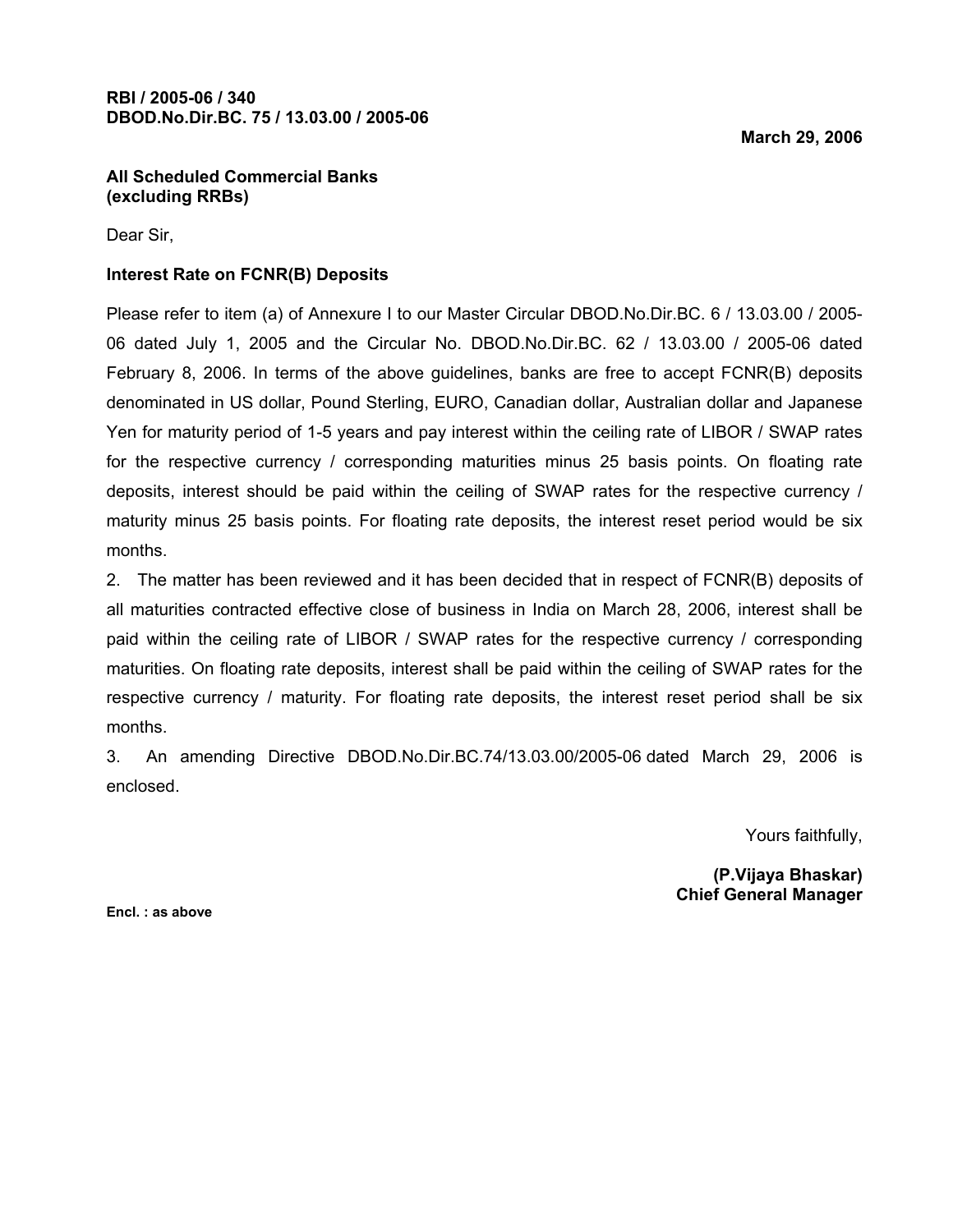**RBI / 2005-06 / 340**
**DBOD.No.Dir.BC. 75 / 13.03.00 / 2005-06**

**March 29, 2006**

**All Scheduled Commercial Banks**
**(excluding RRBs)**

Dear Sir,

**Interest Rate on FCNR(B) Deposits**

Please refer to item (a) of Annexure I to our Master Circular DBOD.No.Dir.BC. 6 / 13.03.00 / 2005-06 dated July 1, 2005 and the Circular No. DBOD.No.Dir.BC. 62 / 13.03.00 / 2005-06 dated February 8, 2006. In terms of the above guidelines, banks are free to accept FCNR(B) deposits denominated in US dollar, Pound Sterling, EURO, Canadian dollar, Australian dollar and Japanese Yen for maturity period of 1-5 years and pay interest within the ceiling rate of LIBOR / SWAP rates for the respective currency / corresponding maturities minus 25 basis points. On floating rate deposits, interest should be paid within the ceiling of SWAP rates for the respective currency / maturity minus 25 basis points. For floating rate deposits, the interest reset period would be six months.

2. The matter has been reviewed and it has been decided that in respect of FCNR(B) deposits of all maturities contracted effective close of business in India on March 28, 2006, interest shall be paid within the ceiling rate of LIBOR / SWAP rates for the respective currency / corresponding maturities. On floating rate deposits, interest shall be paid within the ceiling of SWAP rates for the respective currency / maturity. For floating rate deposits, the interest reset period shall be six months.

3. An amending Directive DBOD.No.Dir.BC.74/13.03.00/2005-06 dated March 29, 2006 is enclosed.

Yours faithfully,

**(P.Vijaya Bhaskar)**
**Chief General Manager**

**Encl. : as above**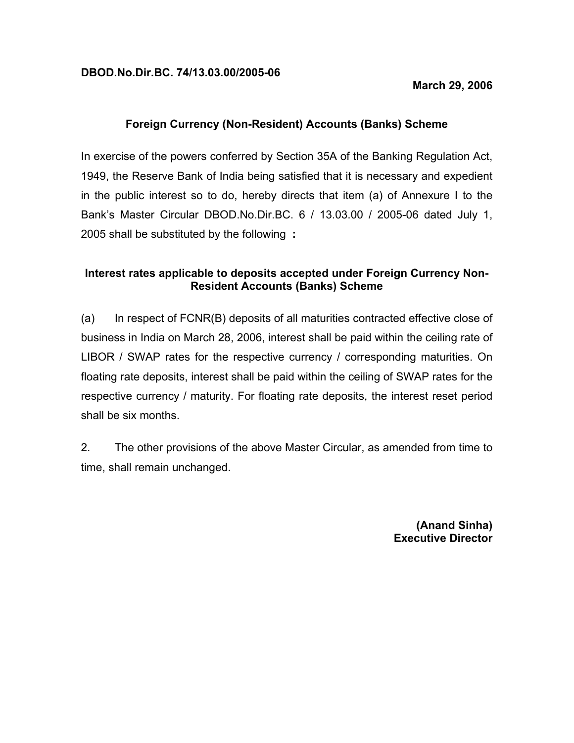**DBOD.No.Dir.BC. 74/13.03.00/2005-06**

**March 29, 2006**

## Foreign Currency (Non-Resident) Accounts (Banks) Scheme

In exercise of the powers conferred by Section 35A of the Banking Regulation Act, 1949, the Reserve Bank of India being satisfied that it is necessary and expedient in the public interest so to do, hereby directs that item (a) of Annexure I to the Bank's Master Circular DBOD.No.Dir.BC. 6 / 13.03.00 / 2005-06 dated July 1, 2005 shall be substituted by the following **:**

### Interest rates applicable to deposits accepted under Foreign Currency Non-Resident Accounts (Banks) Scheme

(a) In respect of FCNR(B) deposits of all maturities contracted effective close of business in India on March 28, 2006, interest shall be paid within the ceiling rate of LIBOR / SWAP rates for the respective currency / corresponding maturities. On floating rate deposits, interest shall be paid within the ceiling of SWAP rates for the respective currency / maturity. For floating rate deposits, the interest reset period shall be six months.

2. The other provisions of the above Master Circular, as amended from time to time, shall remain unchanged.

**(Anand Sinha)**
**Executive Director**